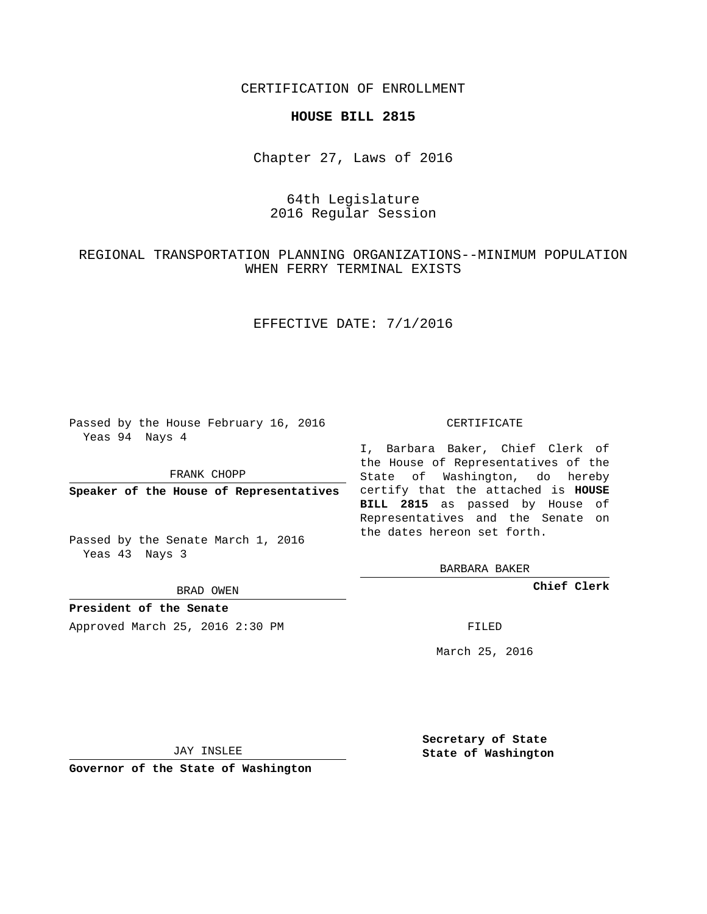CERTIFICATION OF ENROLLMENT

**HOUSE BILL 2815**

Chapter 27, Laws of 2016

64th Legislature
2016 Regular Session

REGIONAL TRANSPORTATION PLANNING ORGANIZATIONS--MINIMUM POPULATION WHEN FERRY TERMINAL EXISTS

EFFECTIVE DATE: 7/1/2016

Passed by the House February 16, 2016
Yeas 94 Nays 4

FRANK CHOPP

**Speaker of the House of Representatives**

Passed by the Senate March 1, 2016
Yeas 43 Nays 3

BRAD OWEN

**President of the Senate**

Approved March 25, 2016 2:30 PM

JAY INSLEE

**Governor of the State of Washington**

CERTIFICATE

I, Barbara Baker, Chief Clerk of the House of Representatives of the State of Washington, do hereby certify that the attached is **HOUSE BILL 2815** as passed by House of Representatives and the Senate on the dates hereon set forth.

BARBARA BAKER

**Chief Clerk**

FILED

March 25, 2016

**Secretary of State**
**State of Washington**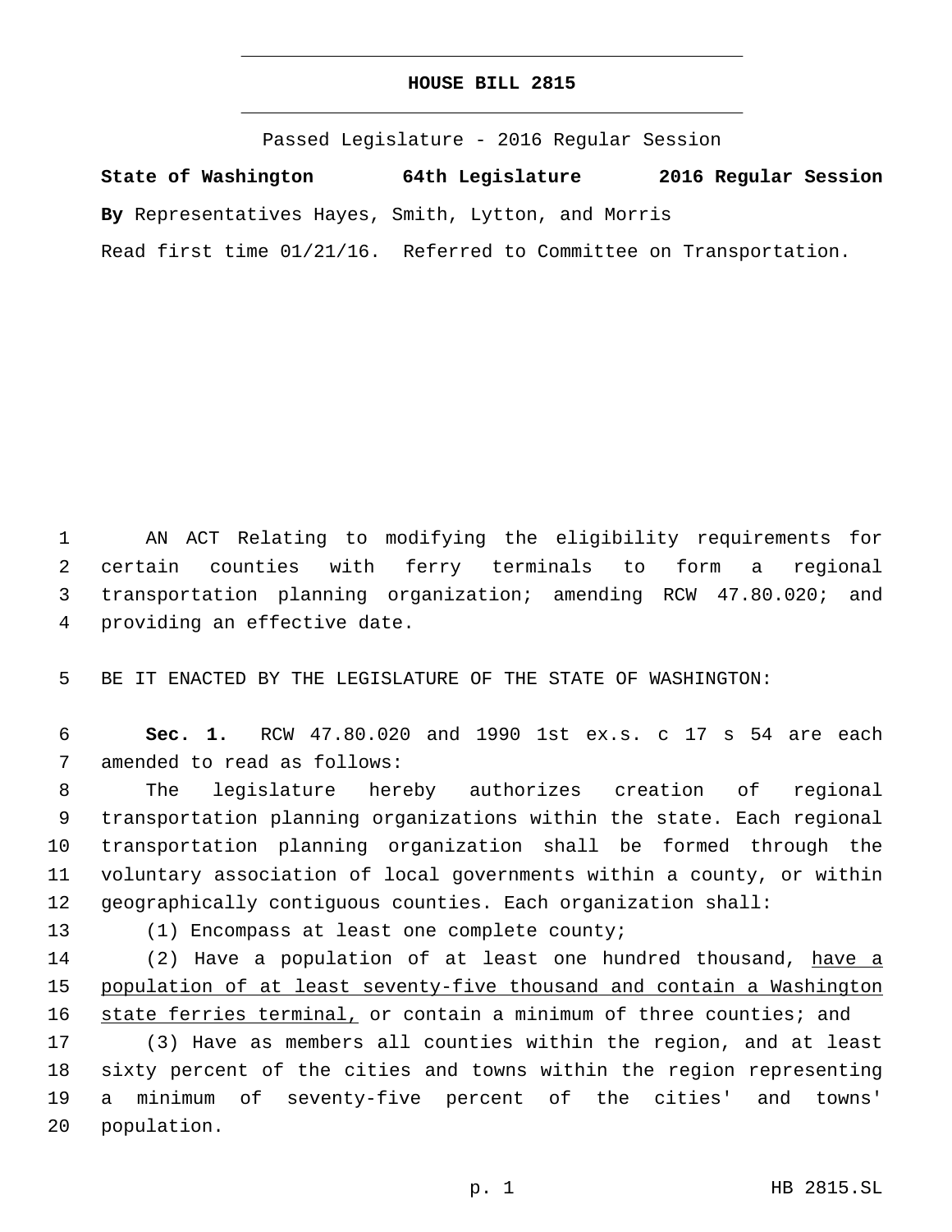# HOUSE BILL 2815

Passed Legislature - 2016 Regular Session

**State of Washington 64th Legislature 2016 Regular Session**

**By** Representatives Hayes, Smith, Lytton, and Morris

Read first time 01/21/16. Referred to Committee on Transportation.

1 AN ACT Relating to modifying the eligibility requirements for
2 certain counties with ferry terminals to form a regional
3 transportation planning organization; amending RCW 47.80.020; and
4 providing an effective date.

5 BE IT ENACTED BY THE LEGISLATURE OF THE STATE OF WASHINGTON:

6 **Sec. 1.** RCW 47.80.020 and 1990 1st ex.s. c 17 s 54 are each
7 amended to read as follows:

8 The legislature hereby authorizes creation of regional
9 transportation planning organizations within the state. Each regional
10 transportation planning organization shall be formed through the
11 voluntary association of local governments within a county, or within
12 geographically contiguous counties. Each organization shall:

13 (1) Encompass at least one complete county;

14 (2) Have a population of at least one hundred thousand, <u>have a</u>
15 <u>population of at least seventy-five thousand and contain a Washington</u>
16 <u>state ferries terminal,</u> or contain a minimum of three counties; and

17 (3) Have as members all counties within the region, and at least
18 sixty percent of the cities and towns within the region representing
19 a minimum of seventy-five percent of the cities' and towns'
20 population.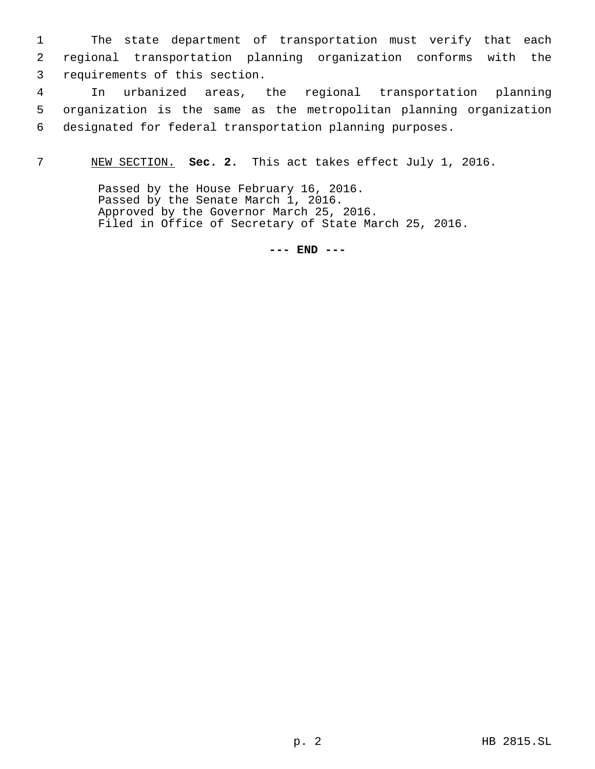The state department of transportation must verify that each regional transportation planning organization conforms with the requirements of this section.

In urbanized areas, the regional transportation planning organization is the same as the metropolitan planning organization designated for federal transportation planning purposes.

NEW SECTION. **Sec. 2.** This act takes effect July 1, 2016.

Passed by the House February 16, 2016.
Passed by the Senate March 1, 2016.
Approved by the Governor March 25, 2016.
Filed in Office of Secretary of State March 25, 2016.

**--- END ---**